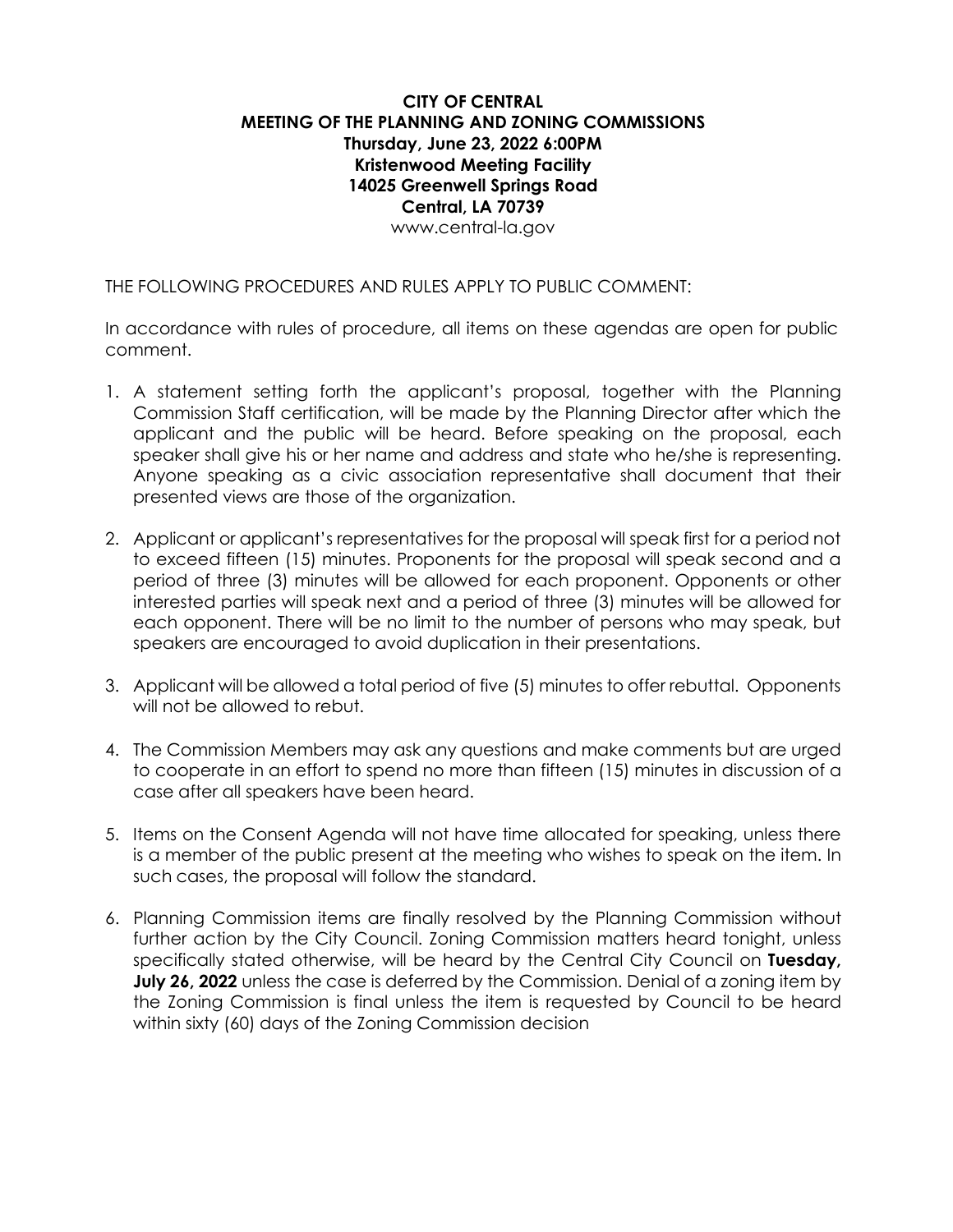# CITY OF CENTRAL
## MEETING OF THE PLANNING AND ZONING COMMISSIONS
**Thursday, June 23, 2022 6:00PM**
**Kristenwood Meeting Facility**
**14025 Greenwell Springs Road**
**Central, LA 70739**
www.central-la.gov

THE FOLLOWING PROCEDURES AND RULES APPLY TO PUBLIC COMMENT:

In accordance with rules of procedure, all items on these agendas are open for public comment.

1. A statement setting forth the applicant's proposal, together with the Planning Commission Staff certification, will be made by the Planning Director after which the applicant and the public will be heard. Before speaking on the proposal, each speaker shall give his or her name and address and state who he/she is representing. Anyone speaking as a civic association representative shall document that their presented views are those of the organization.

2. Applicant or applicant's representatives for the proposal will speak first for a period not to exceed fifteen (15) minutes. Proponents for the proposal will speak second and a period of three (3) minutes will be allowed for each proponent. Opponents or other interested parties will speak next and a period of three (3) minutes will be allowed for each opponent. There will be no limit to the number of persons who may speak, but speakers are encouraged to avoid duplication in their presentations.

3. Applicant will be allowed a total period of five (5) minutes to offer rebuttal. Opponents will not be allowed to rebut.

4. The Commission Members may ask any questions and make comments but are urged to cooperate in an effort to spend no more than fifteen (15) minutes in discussion of a case after all speakers have been heard.

5. Items on the Consent Agenda will not have time allocated for speaking, unless there is a member of the public present at the meeting who wishes to speak on the item. In such cases, the proposal will follow the standard.

6. Planning Commission items are finally resolved by the Planning Commission without further action by the City Council. Zoning Commission matters heard tonight, unless specifically stated otherwise, will be heard by the Central City Council on **Tuesday, July 26, 2022** unless the case is deferred by the Commission. Denial of a zoning item by the Zoning Commission is final unless the item is requested by Council to be heard within sixty (60) days of the Zoning Commission decision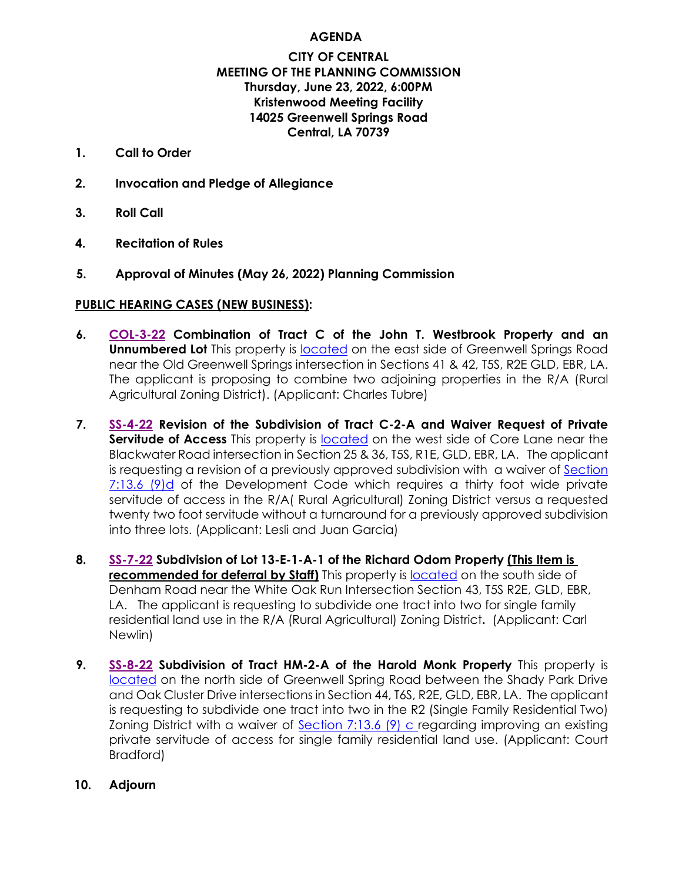# AGENDA

## CITY OF CENTRAL
## MEETING OF THE PLANNING COMMISSION
## Thursday, June 23, 2022, 6:00PM
## Kristenwood Meeting Facility
## 14025 Greenwell Springs Road
## Central, LA 70739

1. **Call to Order**

2. **Invocation and Pledge of Allegiance**

3. **Roll Call**

4. **Recitation of Rules**

5. **Approval of Minutes (May 26, 2022) Planning Commission**

**PUBLIC HEARING CASES (NEW BUSINESS):**

6. **COL-3-22 Combination of Tract C of the John T. Westbrook Property and an Unnumbered Lot** This property is located on the east side of Greenwell Springs Road near the Old Greenwell Springs intersection in Sections 41 & 42, T5S, R2E GLD, EBR, LA. The applicant is proposing to combine two adjoining properties in the R/A (Rural Agricultural Zoning District). (Applicant: Charles Tubre)

7. **SS-4-22 Revision of the Subdivision of Tract C-2-A and Waiver Request of Private Servitude of Access** This property is located on the west side of Core Lane near the Blackwater Road intersection in Section 25 & 36, T5S, R1E, GLD, EBR, LA. The applicant is requesting a revision of a previously approved subdivision with a waiver of Section 7:13.6 (9)d of the Development Code which requires a thirty foot wide private servitude of access in the R/A( Rural Agricultural) Zoning District versus a requested twenty two foot servitude without a turnaround for a previously approved subdivision into three lots. (Applicant: Lesli and Juan Garcia)

8. **SS-7-22 Subdivision of Lot 13-E-1-A-1 of the Richard Odom Property (This Item is recommended for deferral by Staff)** This property is located on the south side of Denham Road near the White Oak Run Intersection Section 43, T5S R2E, GLD, EBR, LA. The applicant is requesting to subdivide one tract into two for single family residential land use in the R/A (Rural Agricultural) Zoning District**.** (Applicant: Carl Newlin)

9. **SS-8-22 Subdivision of Tract HM-2-A of the Harold Monk Property** This property is located on the north side of Greenwell Spring Road between the Shady Park Drive and Oak Cluster Drive intersections in Section 44, T6S, R2E, GLD, EBR, LA. The applicant is requesting to subdivide one tract into two in the R2 (Single Family Residential Two) Zoning District with a waiver of Section 7:13.6 (9) c regarding improving an existing private servitude of access for single family residential land use. (Applicant: Court Bradford)

10. **Adjourn**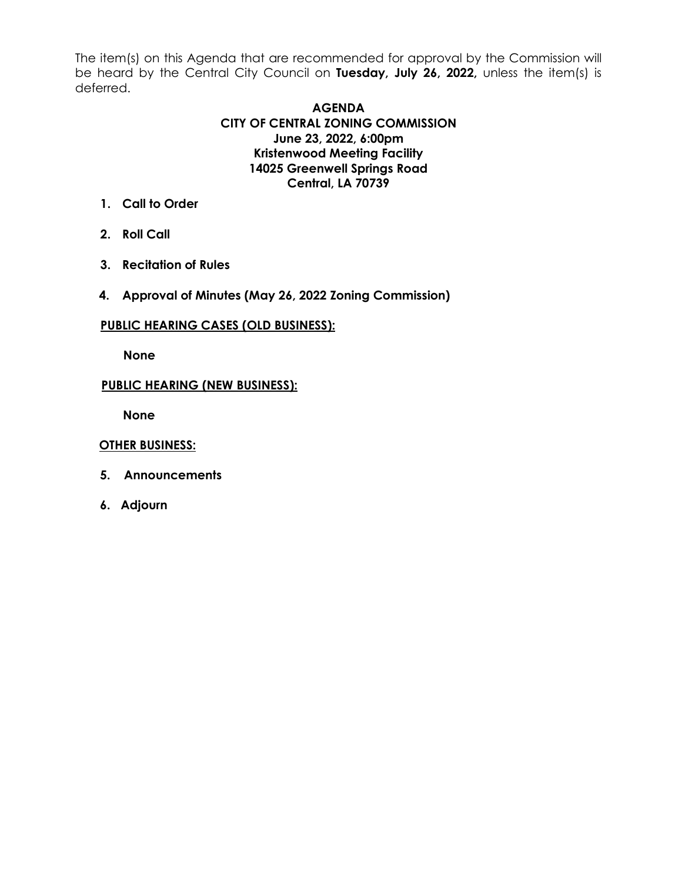The item(s) on this Agenda that are recommended for approval by the Commission will be heard by the Central City Council on **Tuesday, July 26, 2022,** unless the item(s) is deferred.

**AGENDA**
**CITY OF CENTRAL ZONING COMMISSION**
**June 23, 2022, 6:00pm**
**Kristenwood Meeting Facility**
**14025 Greenwell Springs Road**
**Central, LA 70739**

1. **Call to Order**
2. **Roll Call**
3. **Recitation of Rules**
4. **Approval of Minutes (May 26, 2022 Zoning Commission)**

**PUBLIC HEARING CASES (OLD BUSINESS):**

**None**

**PUBLIC HEARING (NEW BUSINESS):**

**None**

**OTHER BUSINESS:**

5. **Announcements**
6. **Adjourn**